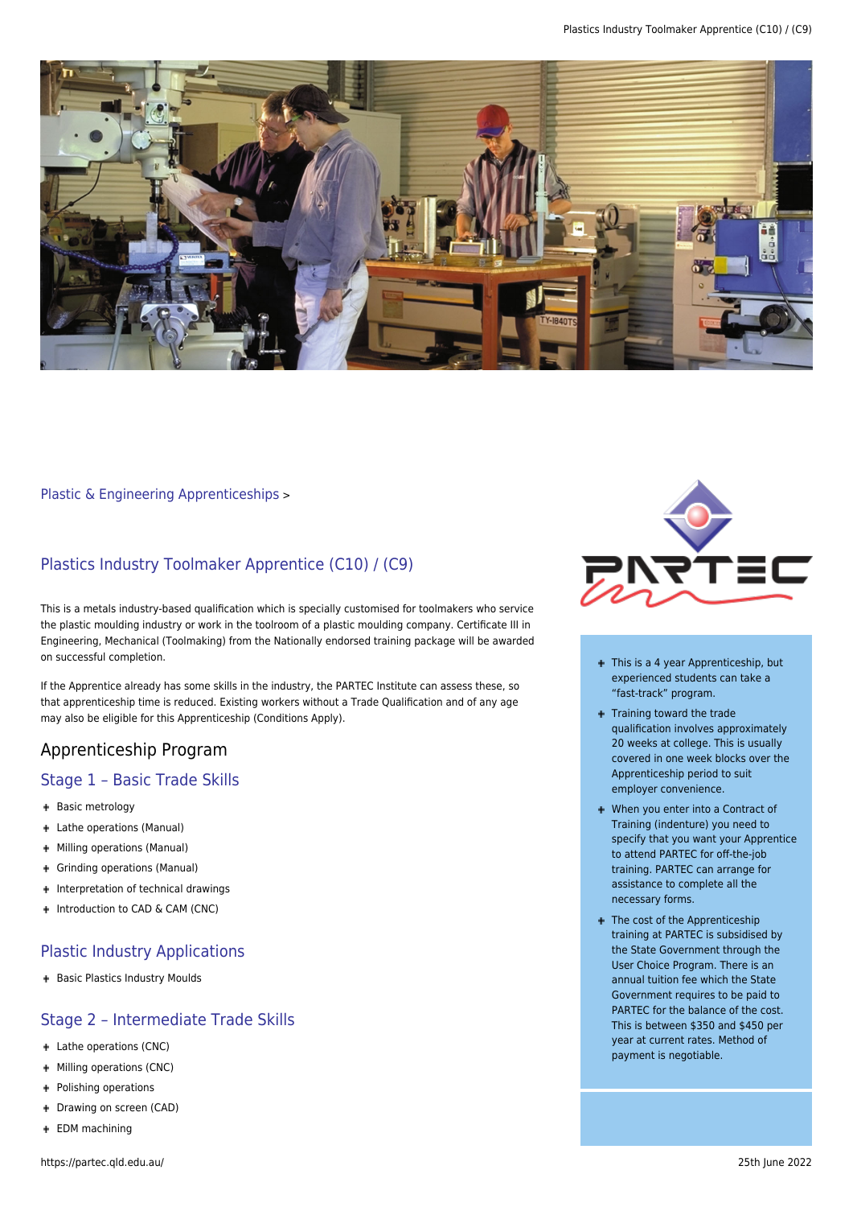Plastic & Engineering Apprenticeships >

## Plastics Industry Toolmaker Apprentice (C10) / (C9)

This is a metals industry-based qualification which is specially customised for toolmakers who service the plastic moulding industry or work in the toolroom of a plastic moulding company. Certificate III in Engineering, Mechanical (Toolmaking) from the Nationally endorsed training package will be awarded on successful completion.

If the Apprentice already has some skills in the industry, the PARTEC Institute can assess these, so that apprenticeship time is reduced. Existing workers without a Trade Qualification and of any age may also be eligible for this Apprenticeship (Conditions Apply).

## Apprenticeship Program

### Stage 1 – Basic Trade Skills

- Basic metrology
- Lathe operations (Manual)
- Milling operations (Manual)
- Grinding operations (Manual)
- Interpretation of technical drawings
- Introduction to CAD & CAM (CNC)

### Plastic Industry Applications

- Basic Plastics Industry Moulds

### Stage 2 – Intermediate Trade Skills

- Lathe operations (CNC)
- Milling operations (CNC)
- Polishing operations
- Drawing on screen (CAD)
- EDM machining

---

- This is a 4 year Apprenticeship, but experienced students can take a "fast-track" program.
- Training toward the trade qualification involves approximately 20 weeks at college. This is usually covered in one week blocks over the Apprenticeship period to suit employer convenience.
- When you enter into a Contract of Training (indenture) you need to specify that you want your Apprentice to attend PARTEC for off-the-job training. PARTEC can arrange for assistance to complete all the necessary forms.
- The cost of the Apprenticeship training at PARTEC is subsidised by the State Government through the User Choice Program. There is an annual tuition fee which the State Government requires to be paid to PARTEC for the balance of the cost. This is between $350 and $450 per year at current rates. Method of payment is negotiable.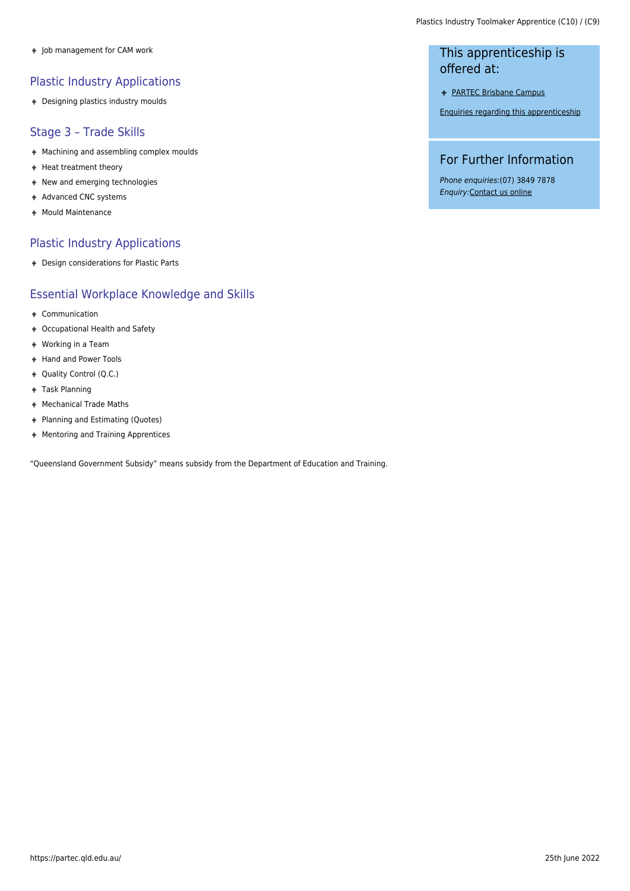- Job management for CAM work

## Plastic Industry Applications

- Designing plastics industry moulds

## Stage 3 – Trade Skills

- Machining and assembling complex moulds
- Heat treatment theory
- New and emerging technologies
- Advanced CNC systems
- Mould Maintenance

## Plastic Industry Applications

- Design considerations for Plastic Parts

## Essential Workplace Knowledge and Skills

- Communication
- Occupational Health and Safety
- Working in a Team
- Hand and Power Tools
- Quality Control (Q.C.)
- Task Planning
- Mechanical Trade Maths
- Planning and Estimating (Quotes)
- Mentoring and Training Apprentices

"Queensland Government Subsidy" means subsidy from the Department of Education and Training.

## This apprenticeship is offered at:

- PARTEC Brisbane Campus

Enquiries regarding this apprenticeship

## For Further Information

*Phone enquiries:*(07) 3849 7878
*Enquiry:*Contact us online